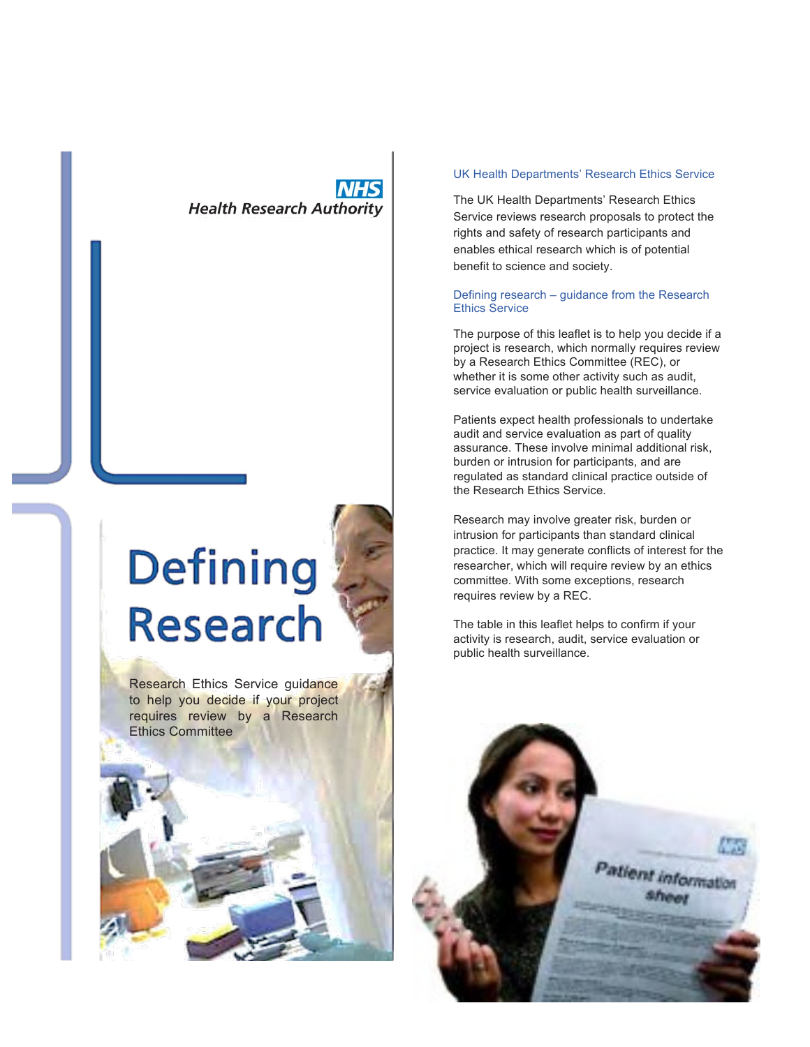NHS
Health Research Authority

# Defining Research

Research Ethics Service guidance to help you decide if your project requires review by a Research Ethics Committee

## UK Health Departments' Research Ethics Service

The UK Health Departments' Research Ethics Service reviews research proposals to protect the rights and safety of research participants and enables ethical research which is of potential benefit to science and society.

## Defining research – guidance from the Research Ethics Service

The purpose of this leaflet is to help you decide if a project is research, which normally requires review by a Research Ethics Committee (REC), or whether it is some other activity such as audit, service evaluation or public health surveillance.

Patients expect health professionals to undertake audit and service evaluation as part of quality assurance. These involve minimal additional risk, burden or intrusion for participants, and are regulated as standard clinical practice outside of the Research Ethics Service.

Research may involve greater risk, burden or intrusion for participants than standard clinical practice. It may generate conflicts of interest for the researcher, which will require review by an ethics committee. With some exceptions, research requires review by a REC.

The table in this leaflet helps to confirm if your activity is research, audit, service evaluation or public health surveillance.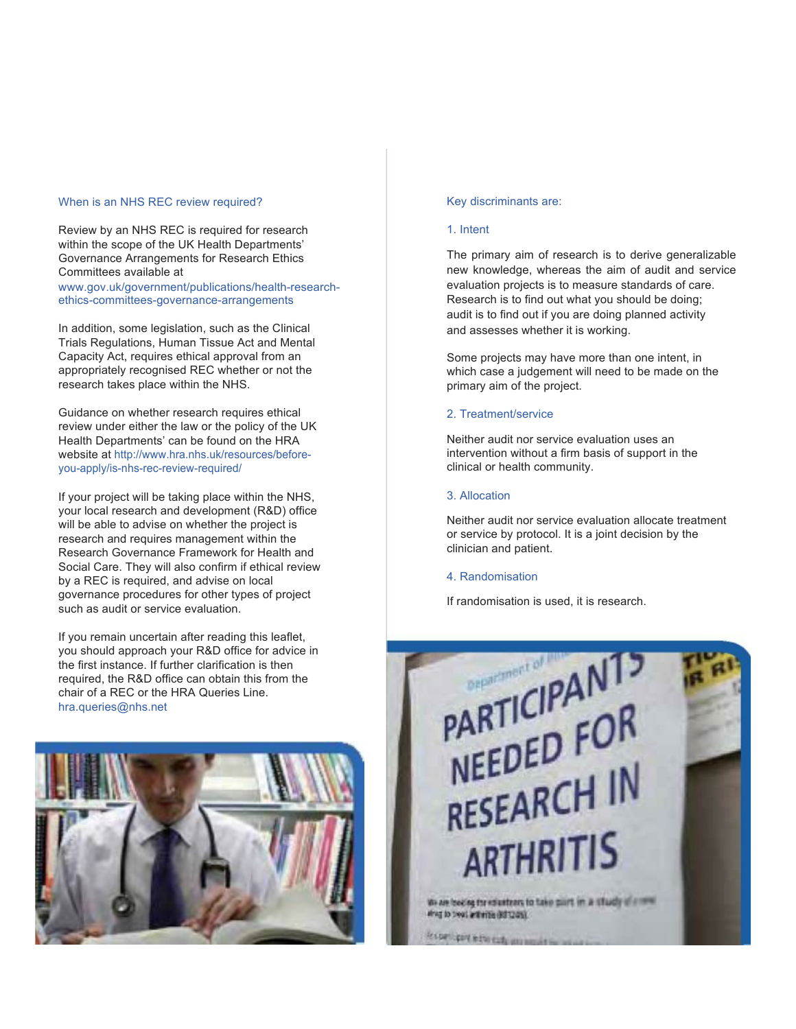## When is an NHS REC review required?

Review by an NHS REC is required for research within the scope of the UK Health Departments' Governance Arrangements for Research Ethics Committees available at www.gov.uk/government/publications/health-research-ethics-committees-governance-arrangements

In addition, some legislation, such as the Clinical Trials Regulations, Human Tissue Act and Mental Capacity Act, requires ethical approval from an appropriately recognised REC whether or not the research takes place within the NHS.

Guidance on whether research requires ethical review under either the law or the policy of the UK Health Departments' can be found on the HRA website at http://www.hra.nhs.uk/resources/before-you-apply/is-nhs-rec-review-required/

If your project will be taking place within the NHS, your local research and development (R&D) office will be able to advise on whether the project is research and requires management within the Research Governance Framework for Health and Social Care. They will also confirm if ethical review by a REC is required, and advise on local governance procedures for other types of project such as audit or service evaluation.

If you remain uncertain after reading this leaflet, you should approach your R&D office for advice in the first instance. If further clarification is then required, the R&D office can obtain this from the chair of a REC or the HRA Queries Line. hra.queries@nhs.net

## Key discriminants are:

### 1. Intent

The primary aim of research is to derive generalizable new knowledge, whereas the aim of audit and service evaluation projects is to measure standards of care. Research is to find out what you should be doing; audit is to find out if you are doing planned activity and assesses whether it is working.

Some projects may have more than one intent, in which case a judgement will need to be made on the primary aim of the project.

### 2. Treatment/service

Neither audit nor service evaluation uses an intervention without a firm basis of support in the clinical or health community.

### 3. Allocation

Neither audit nor service evaluation allocate treatment or service by protocol. It is a joint decision by the clinician and patient.

### 4. Randomisation

If randomisation is used, it is research.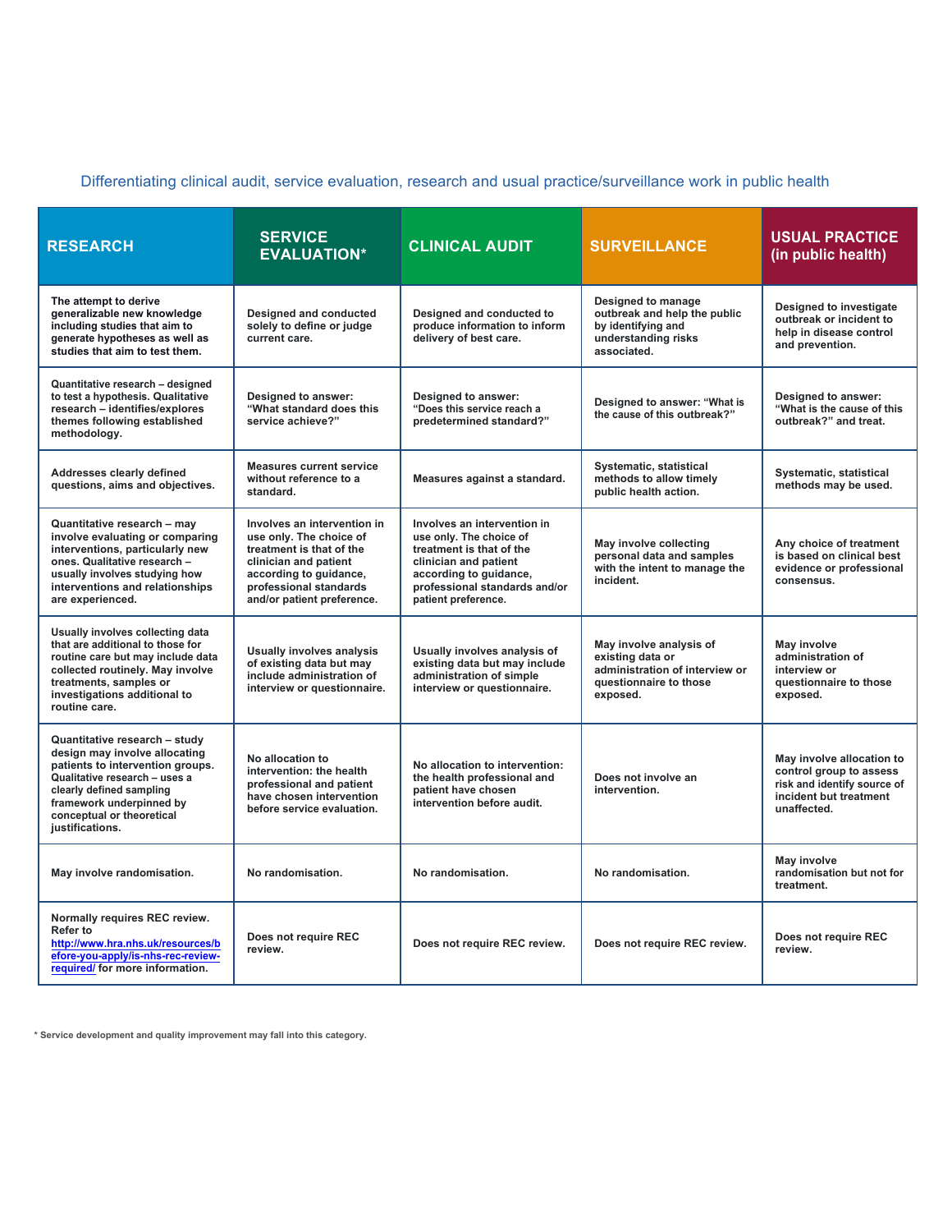Differentiating clinical audit, service evaluation, research and usual practice/surveillance work in public health

| RESEARCH | SERVICE EVALUATION* | CLINICAL AUDIT | SURVEILLANCE | USUAL PRACTICE (in public health) |
| --- | --- | --- | --- | --- |
| The attempt to derive generalizable new knowledge including studies that aim to generate hypotheses as well as studies that aim to test them. | Designed and conducted solely to define or judge current care. | Designed and conducted to produce information to inform delivery of best care. | Designed to manage outbreak and help the public by identifying and understanding risks associated. | Designed to investigate outbreak or incident to help in disease control and prevention. |
| Quantitative research – designed to test a hypothesis. Qualitative research – identifies/explores themes following established methodology. | Designed to answer: "What standard does this service achieve?" | Designed to answer: "Does this service reach a predetermined standard?" | Designed to answer: "What is the cause of this outbreak?" | Designed to answer: "What is the cause of this outbreak?" and treat. |
| Addresses clearly defined questions, aims and objectives. | Measures current service without reference to a standard. | Measures against a standard. | Systematic, statistical methods to allow timely public health action. | Systematic, statistical methods may be used. |
| Quantitative research – may involve evaluating or comparing interventions, particularly new ones. Qualitative research – usually involves studying how interventions and relationships are experienced. | Involves an intervention in use only. The choice of treatment is that of the clinician and patient according to guidance, professional standards and/or patient preference. | Involves an intervention in use only. The choice of treatment is that of the clinician and patient according to guidance, professional standards and/or patient preference. | May involve collecting personal data and samples with the intent to manage the incident. | Any choice of treatment is based on clinical best evidence or professional consensus. |
| Usually involves collecting data that are additional to those for routine care but may include data collected routinely. May involve treatments, samples or investigations additional to routine care. | Usually involves analysis of existing data but may include administration of interview or questionnaire. | Usually involves analysis of existing data but may include administration of simple interview or questionnaire. | May involve analysis of existing data or administration of interview or questionnaire to those exposed. | May involve administration of interview or questionnaire to those exposed. |
| Quantitative research – study design may involve allocating patients to intervention groups. Qualitative research – uses a clearly defined sampling framework underpinned by conceptual or theoretical justifications. | No allocation to intervention: the health professional and patient have chosen intervention before service evaluation. | No allocation to intervention: the health professional and patient have chosen intervention before audit. | Does not involve an intervention. | May involve allocation to control group to assess risk and identify source of incident but treatment unaffected. |
| May involve randomisation. | No randomisation. | No randomisation. | No randomisation. | May involve randomisation but not for treatment. |
| Normally requires REC review. Refer to http://www.hra.nhs.uk/resources/before-you-apply/is-nhs-rec-review-required/ for more information. | Does not require REC review. | Does not require REC review. | Does not require REC review. | Does not require REC review. |

* Service development and quality improvement may fall into this category.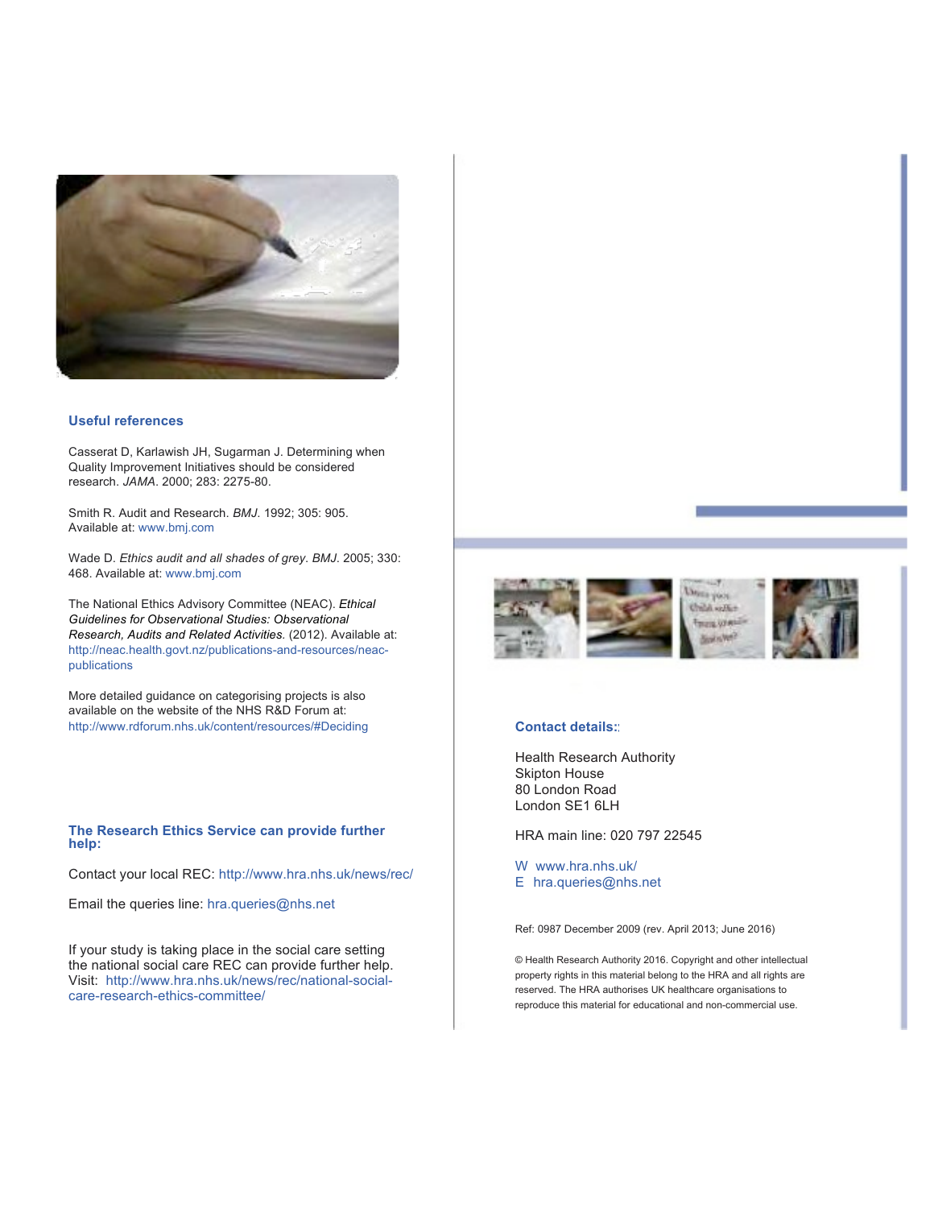## Useful references

Casserat D, Karlawish JH, Sugarman J. Determining when Quality Improvement Initiatives should be considered research. *JAMA*. 2000; 283: 2275-80.

Smith R. Audit and Research. *BMJ*. 1992; 305: 905. Available at: www.bmj.com

Wade D. *Ethics audit and all shades of grey*. *BMJ*. 2005; 330: 468. Available at: www.bmj.com

The National Ethics Advisory Committee (NEAC). *Ethical Guidelines for Observational Studies: Observational Research, Audits and Related Activities.* (2012). Available at: http://neac.health.govt.nz/publications-and-resources/neac-publications

More detailed guidance on categorising projects is also available on the website of the NHS R&D Forum at: http://www.rdforum.nhs.uk/content/resources/#Deciding

## The Research Ethics Service can provide further help:

Contact your local REC: http://www.hra.nhs.uk/news/rec/

Email the queries line: hra.queries@nhs.net

If your study is taking place in the social care setting the national social care REC can provide further help. Visit: http://www.hra.nhs.uk/news/rec/national-social-care-research-ethics-committee/

## Contact details:

Health Research Authority
Skipton House
80 London Road
London SE1 6LH

HRA main line: 020 797 22545

W www.hra.nhs.uk/
E hra.queries@nhs.net

Ref: 0987 December 2009 (rev. April 2013; June 2016)

© Health Research Authority 2016. Copyright and other intellectual property rights in this material belong to the HRA and all rights are reserved. The HRA authorises UK healthcare organisations to reproduce this material for educational and non-commercial use.